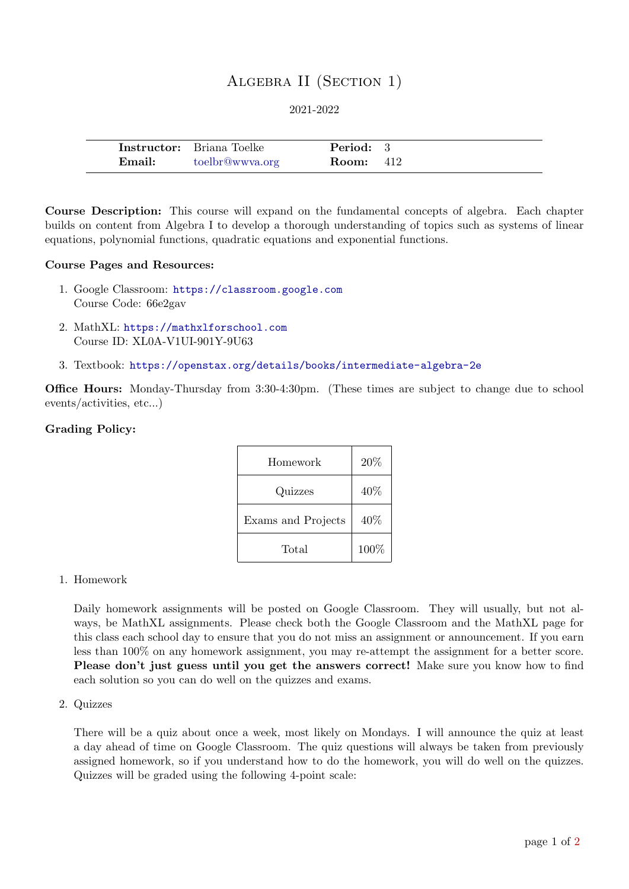# Algebra II (Section 1)

2021-2022

| | | | |
|---|---|---|---|
| **Instructor:** | Briana Toelke | **Period:** | 3 |
| **Email:** | toelbr@wwva.org | **Room:** | 412 |

**Course Description:** This course will expand on the fundamental concepts of algebra. Each chapter builds on content from Algebra I to develop a thorough understanding of topics such as systems of linear equations, polynomial functions, quadratic equations and exponential functions.

**Course Pages and Resources:**

1. Google Classroom: https://classroom.google.com
   Course Code: 66e2gav
2. MathXL: https://mathxlforschool.com
   Course ID: XL0A-V1UI-901Y-9U63
3. Textbook: https://openstax.org/details/books/intermediate-algebra-2e

**Office Hours:** Monday-Thursday from 3:30-4:30pm. (These times are subject to change due to school events/activities, etc...)

**Grading Policy:**

| | |
|---|---|
| Homework | 20% |
| Quizzes | 40% |
| Exams and Projects | 40% |
| Total | 100% |

1. Homework

   Daily homework assignments will be posted on Google Classroom. They will usually, but not always, be MathXL assignments. Please check both the Google Classroom and the MathXL page for this class each school day to ensure that you do not miss an assignment or announcement. If you earn less than 100% on any homework assignment, you may re-attempt the assignment for a better score. **Please don't just guess until you get the answers correct!** Make sure you know how to find each solution so you can do well on the quizzes and exams.

2. Quizzes

   There will be a quiz about once a week, most likely on Mondays. I will announce the quiz at least a day ahead of time on Google Classroom. The quiz questions will always be taken from previously assigned homework, so if you understand how to do the homework, you will do well on the quizzes. Quizzes will be graded using the following 4-point scale: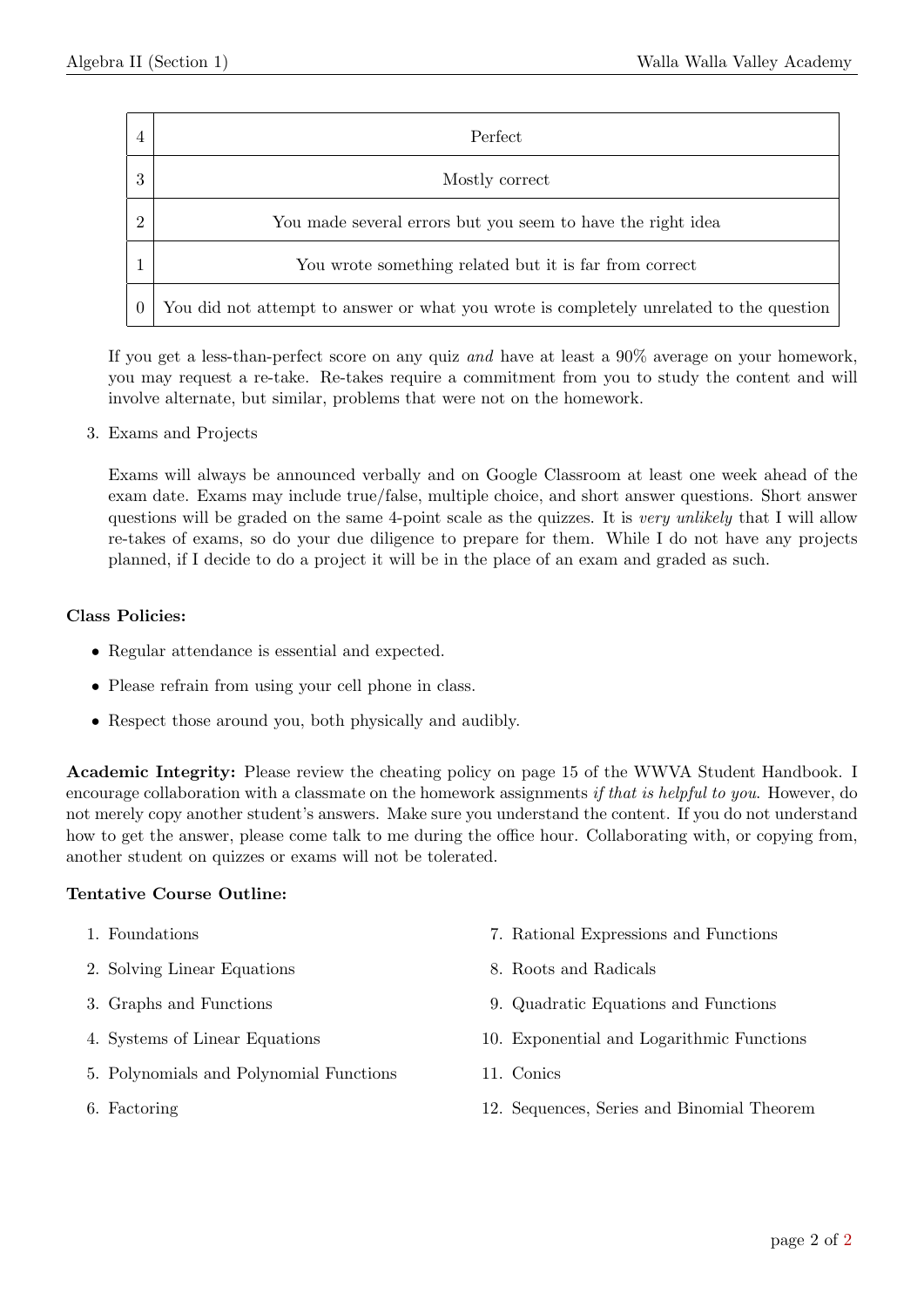| | |
|---|---|
| 4 | Perfect |
| 3 | Mostly correct |
| 2 | You made several errors but you seem to have the right idea |
| 1 | You wrote something related but it is far from correct |
| 0 | You did not attempt to answer or what you wrote is completely unrelated to the question |

If you get a less-than-perfect score on any quiz *and* have at least a 90% average on your homework, you may request a re-take. Re-takes require a commitment from you to study the content and will involve alternate, but similar, problems that were not on the homework.

3. Exams and Projects

   Exams will always be announced verbally and on Google Classroom at least one week ahead of the exam date. Exams may include true/false, multiple choice, and short answer questions. Short answer questions will be graded on the same 4-point scale as the quizzes. It is *very unlikely* that I will allow re-takes of exams, so do your due diligence to prepare for them. While I do not have any projects planned, if I decide to do a project it will be in the place of an exam and graded as such.

**Class Policies:**

- Regular attendance is essential and expected.
- Please refrain from using your cell phone in class.
- Respect those around you, both physically and audibly.

**Academic Integrity:** Please review the cheating policy on page 15 of the WWVA Student Handbook. I encourage collaboration with a classmate on the homework assignments *if that is helpful to you*. However, do not merely copy another student's answers. Make sure you understand the content. If you do not understand how to get the answer, please come talk to me during the office hour. Collaborating with, or copying from, another student on quizzes or exams will not be tolerated.

**Tentative Course Outline:**

1. Foundations
2. Solving Linear Equations
3. Graphs and Functions
4. Systems of Linear Equations
5. Polynomials and Polynomial Functions
6. Factoring
7. Rational Expressions and Functions
8. Roots and Radicals
9. Quadratic Equations and Functions
10. Exponential and Logarithmic Functions
11. Conics
12. Sequences, Series and Binomial Theorem